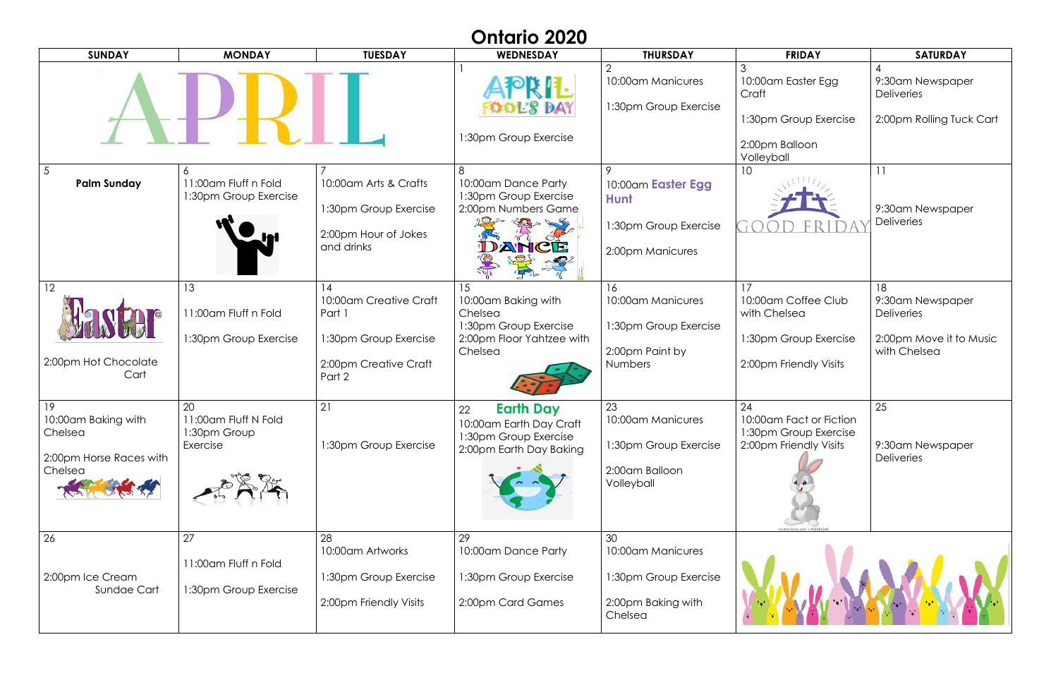# Ontario 2020

| SUNDAY | MONDAY | TUESDAY | WEDNESDAY | THURSDAY | FRIDAY | SATURDAY |
|---|---|---|---|---|---|---|
| APRIL | | | 1<br>APRIL FOOL'S DAY<br>1:30pm Group Exercise | 2<br>10:00am Manicures<br>1:30pm Group Exercise | 3<br>10:00am Easter Egg Craft<br>1:30pm Group Exercise<br>2:00pm Balloon Volleyball | 4<br>9:30am Newspaper Deliveries<br>2:00pm Rolling Tuck Cart |
| 5<br>**Palm Sunday** | 6<br>11:00am Fluff n Fold<br>1:30pm Group Exercise | 7<br>10:00am Arts & Crafts<br>1:30pm Group Exercise<br>2:00pm Hour of Jokes and drinks | 8<br>10:00am Dance Party<br>1:30pm Group Exercise<br>2:00pm Numbers Game<br>DANCE | 9<br>10:00am **Easter Egg Hunt**<br>1:30pm Group Exercise<br>2:00pm Manicures | 10<br>GOOD FRIDAY | 11<br>9:30am Newspaper Deliveries |
| 12<br>Easter<br>2:00pm Hot Chocolate Cart | 13<br>11:00am Fluff n Fold<br>1:30pm Group Exercise | 14<br>10:00am Creative Craft Part 1<br>1:30pm Group Exercise<br>2:00pm Creative Craft Part 2 | 15<br>10:00am Baking with Chelsea<br>1:30pm Group Exercise<br>2:00pm Floor Yahtzee with Chelsea | 16<br>10:00am Manicures<br>1:30pm Group Exercise<br>2:00pm Paint by Numbers | 17<br>10:00am Coffee Club with Chelsea<br>1:30pm Group Exercise<br>2:00pm Friendly Visits | 18<br>9:30am Newspaper Deliveries<br>2:00pm Move it to Music with Chelsea |
| 19<br>10:00am Baking with Chelsea<br>2:00pm Horse Races with Chelsea | 20<br>11:00am Fluff N Fold<br>1:30pm Group Exercise | 21<br>1:30pm Group Exercise | 22 **Earth Day**<br>10:00am Earth Day Craft<br>1:30pm Group Exercise<br>2:00pm Earth Day Baking | 23<br>10:00am Manicures<br>1:30pm Group Exercise<br>2:00am Balloon Volleyball | 24<br>10:00am Fact or Fiction<br>1:30pm Group Exercise<br>2:00pm Friendly Visits | 25<br>9:30am Newspaper Deliveries |
| 26<br>2:00pm Ice Cream Sundae Cart | 27<br>11:00am Fluff n Fold<br>1:30pm Group Exercise | 28<br>10:00am Artworks<br>1:30pm Group Exercise<br>2:00pm Friendly Visits | 29<br>10:00am Dance Party<br>1:30pm Group Exercise<br>2:00pm Card Games | 30<br>10:00am Manicures<br>1:30pm Group Exercise<br>2:00pm Baking with Chelsea | | |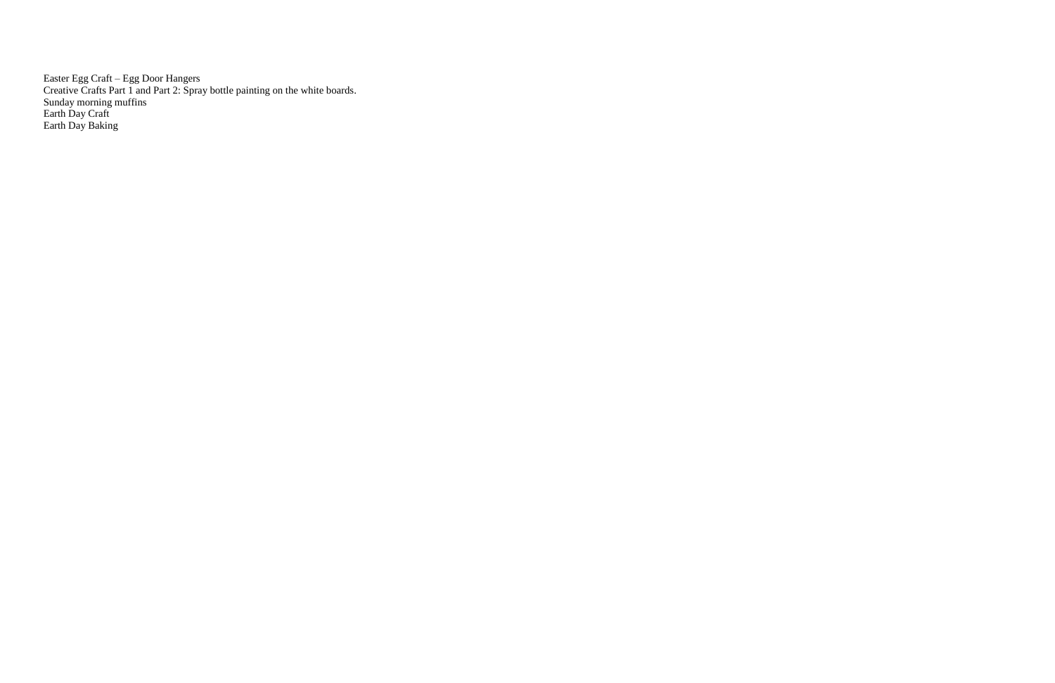Easter Egg Craft – Egg Door Hangers
Creative Crafts Part 1 and Part 2: Spray bottle painting on the white boards.
Sunday morning muffins
Earth Day Craft
Earth Day Baking